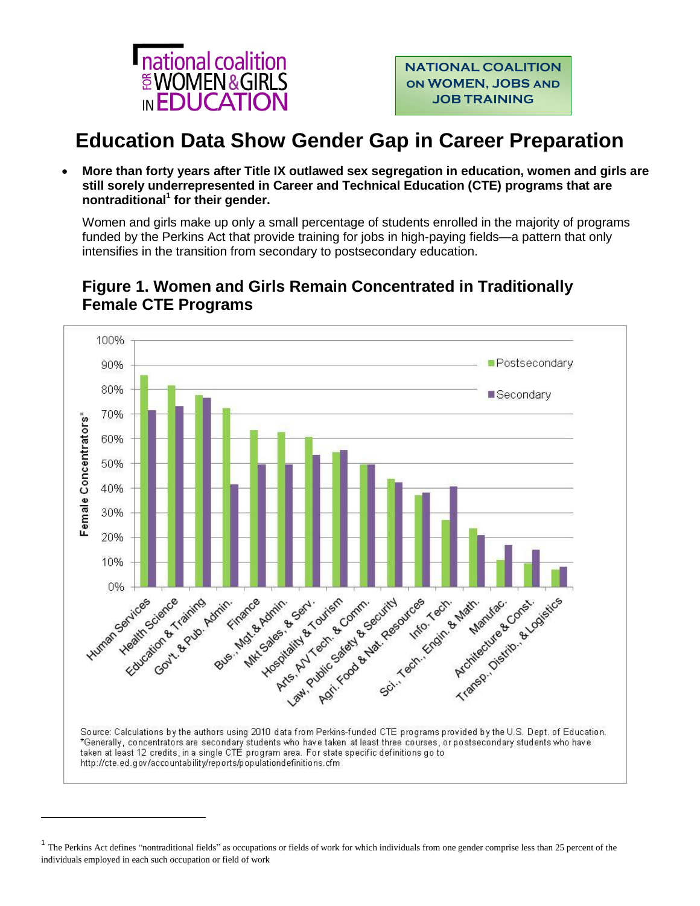national coalition for WOMEN & GIRLS in EDUCATION

NATIONAL COALITION ON WOMEN, JOBS AND JOB TRAINING

# Education Data Show Gender Gap in Career Preparation

- **More than forty years after Title IX outlawed sex segregation in education, women and girls are still sorely underrepresented in Career and Technical Education (CTE) programs that are nontraditional[1] for their gender.**

  Women and girls make up only a small percentage of students enrolled in the majority of programs funded by the Perkins Act that provide training for jobs in high-paying fields—a pattern that only intensifies in the transition from secondary to postsecondary education.

## Figure 1. Women and Girls Remain Concentrated in Traditionally Female CTE Programs

Source: Calculations by the authors using 2010 data from Perkins-funded CTE programs provided by the U.S. Dept. of Education.
*Generally, concentrators are secondary students who have taken at least three courses, or postsecondary students who have taken at least 12 credits, in a single CTE program area. For state specific definitions go to http://cte.ed.gov/accountability/reports/populationdefinitions.cfm

[1] The Perkins Act defines "nontraditional fields" as occupations or fields of work for which individuals from one gender comprise less than 25 percent of the individuals employed in each such occupation or field of work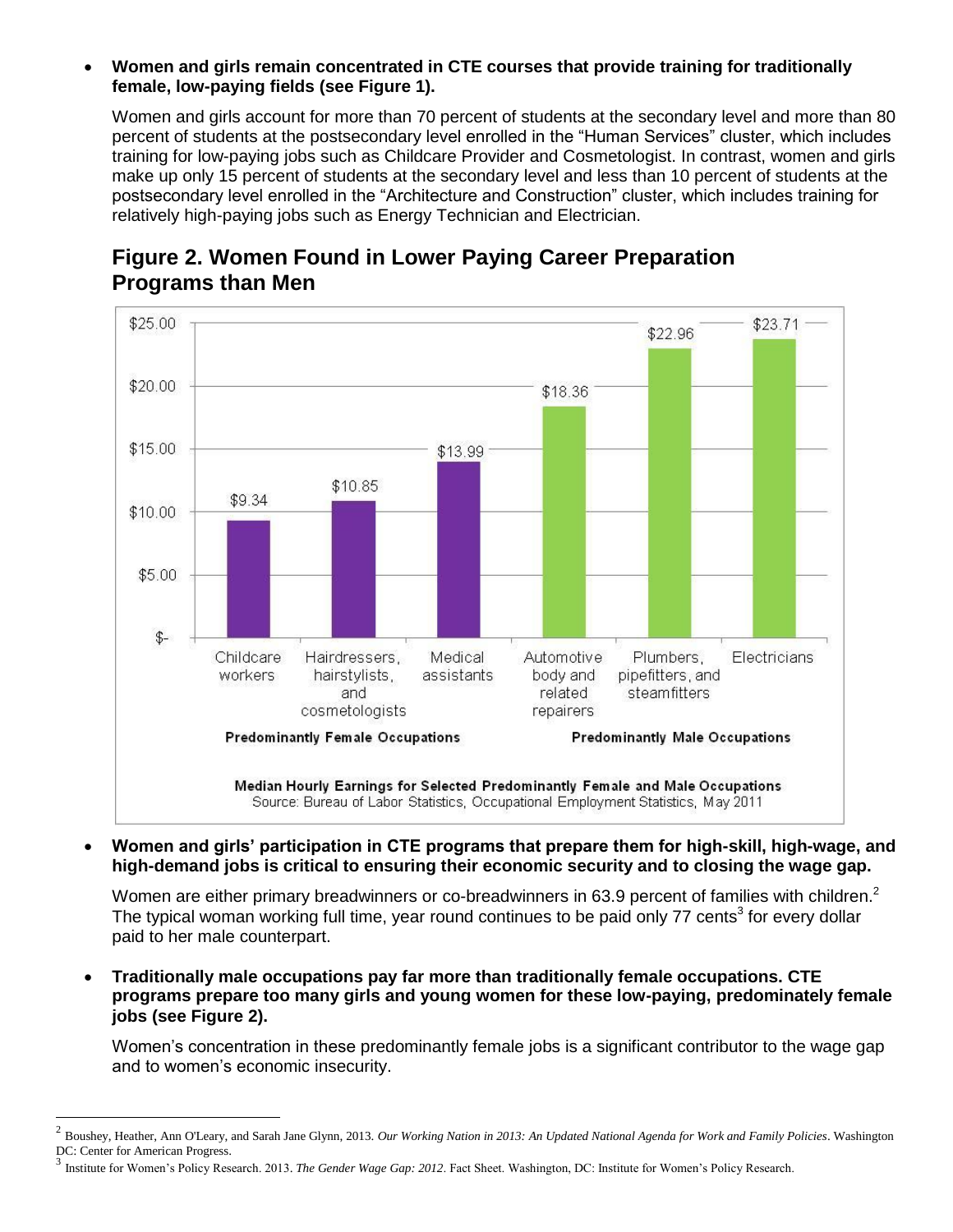- **Women and girls remain concentrated in CTE courses that provide training for traditionally female, low-paying fields (see Figure 1).**

  Women and girls account for more than 70 percent of students at the secondary level and more than 80 percent of students at the postsecondary level enrolled in the "Human Services" cluster, which includes training for low-paying jobs such as Childcare Provider and Cosmetologist. In contrast, women and girls make up only 15 percent of students at the secondary level and less than 10 percent of students at the postsecondary level enrolled in the "Architecture and Construction" cluster, which includes training for relatively high-paying jobs such as Energy Technician and Electrician.

## Figure 2. Women Found in Lower Paying Career Preparation Programs than Men

| Occupation | Group | Median Hourly Earnings |
|---|---|---|
| Childcare workers | Predominantly Female Occupations | $9.34 |
| Hairdressers, hairstylists, and cosmetologists | Predominantly Female Occupations | $10.85 |
| Medical assistants | Predominantly Female Occupations | $13.99 |
| Automotive body and related repairers | Predominantly Male Occupations | $18.36 |
| Plumbers, pipefitters, and steamfitters | Predominantly Male Occupations | $22.96 |
| Electricians | Predominantly Male Occupations | $23.71 |

**Median Hourly Earnings for Selected Predominantly Female and Male Occupations**
Source: Bureau of Labor Statistics, Occupational Employment Statistics, May 2011

- **Women and girls' participation in CTE programs that prepare them for high-skill, high-wage, and high-demand jobs is critical to ensuring their economic security and to closing the wage gap.**

  Women are either primary breadwinners or co-breadwinners in 63.9 percent of families with children.[2] The typical woman working full time, year round continues to be paid only 77 cents[3] for every dollar paid to her male counterpart.

- **Traditionally male occupations pay far more than traditionally female occupations. CTE programs prepare too many girls and young women for these low-paying, predominately female jobs (see Figure 2).**

  Women's concentration in these predominantly female jobs is a significant contributor to the wage gap and to women's economic insecurity.

---

[2] Boushey, Heather, Ann O'Leary, and Sarah Jane Glynn, 2013. *Our Working Nation in 2013: An Updated National Agenda for Work and Family Policies*. Washington DC: Center for American Progress.

[3] Institute for Women's Policy Research. 2013. *The Gender Wage Gap: 2012*. Fact Sheet. Washington, DC: Institute for Women's Policy Research.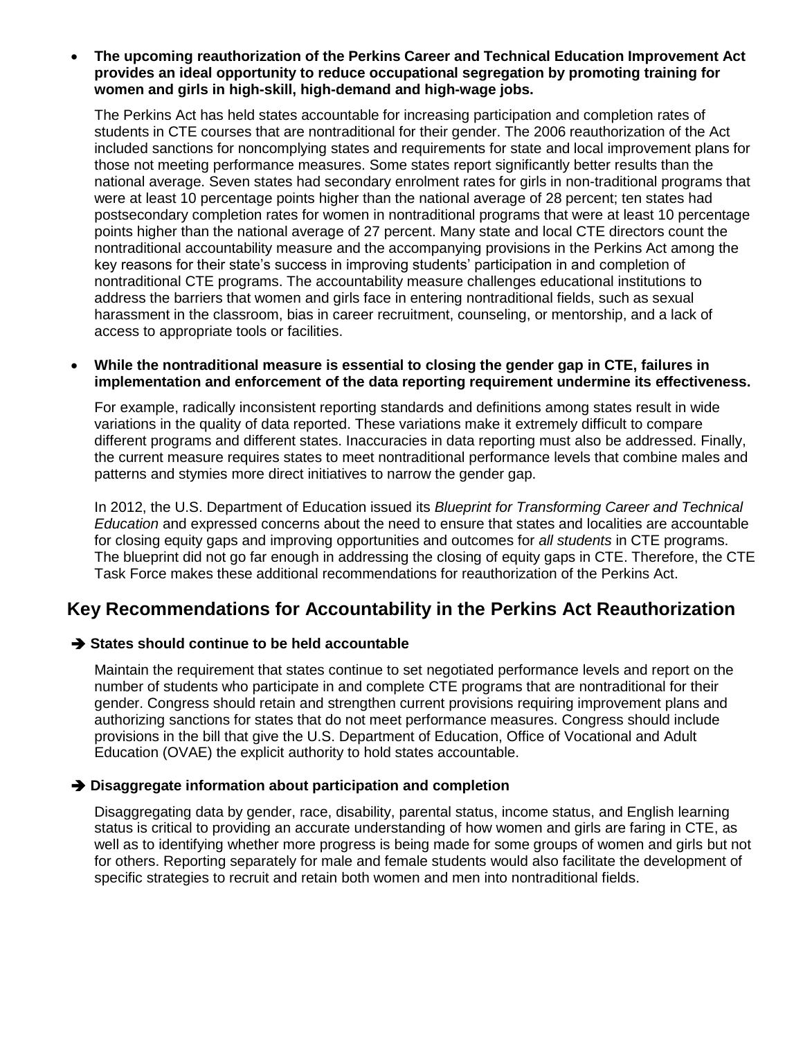- **The upcoming reauthorization of the Perkins Career and Technical Education Improvement Act provides an ideal opportunity to reduce occupational segregation by promoting training for women and girls in high-skill, high-demand and high-wage jobs.**

  The Perkins Act has held states accountable for increasing participation and completion rates of students in CTE courses that are nontraditional for their gender. The 2006 reauthorization of the Act included sanctions for noncomplying states and requirements for state and local improvement plans for those not meeting performance measures. Some states report significantly better results than the national average. Seven states had secondary enrolment rates for girls in non-traditional programs that were at least 10 percentage points higher than the national average of 28 percent; ten states had postsecondary completion rates for women in nontraditional programs that were at least 10 percentage points higher than the national average of 27 percent. Many state and local CTE directors count the nontraditional accountability measure and the accompanying provisions in the Perkins Act among the key reasons for their state's success in improving students' participation in and completion of nontraditional CTE programs. The accountability measure challenges educational institutions to address the barriers that women and girls face in entering nontraditional fields, such as sexual harassment in the classroom, bias in career recruitment, counseling, or mentorship, and a lack of access to appropriate tools or facilities.

- **While the nontraditional measure is essential to closing the gender gap in CTE, failures in implementation and enforcement of the data reporting requirement undermine its effectiveness.**

  For example, radically inconsistent reporting standards and definitions among states result in wide variations in the quality of data reported. These variations make it extremely difficult to compare different programs and different states. Inaccuracies in data reporting must also be addressed. Finally, the current measure requires states to meet nontraditional performance levels that combine males and patterns and stymies more direct initiatives to narrow the gender gap.

  In 2012, the U.S. Department of Education issued its *Blueprint for Transforming Career and Technical Education* and expressed concerns about the need to ensure that states and localities are accountable for closing equity gaps and improving opportunities and outcomes for *all students* in CTE programs. The blueprint did not go far enough in addressing the closing of equity gaps in CTE. Therefore, the CTE Task Force makes these additional recommendations for reauthorization of the Perkins Act.

## Key Recommendations for Accountability in the Perkins Act Reauthorization

### ➔ States should continue to be held accountable

Maintain the requirement that states continue to set negotiated performance levels and report on the number of students who participate in and complete CTE programs that are nontraditional for their gender. Congress should retain and strengthen current provisions requiring improvement plans and authorizing sanctions for states that do not meet performance measures. Congress should include provisions in the bill that give the U.S. Department of Education, Office of Vocational and Adult Education (OVAE) the explicit authority to hold states accountable.

### ➔ Disaggregate information about participation and completion

Disaggregating data by gender, race, disability, parental status, income status, and English learning status is critical to providing an accurate understanding of how women and girls are faring in CTE, as well as to identifying whether more progress is being made for some groups of women and girls but not for others. Reporting separately for male and female students would also facilitate the development of specific strategies to recruit and retain both women and men into nontraditional fields.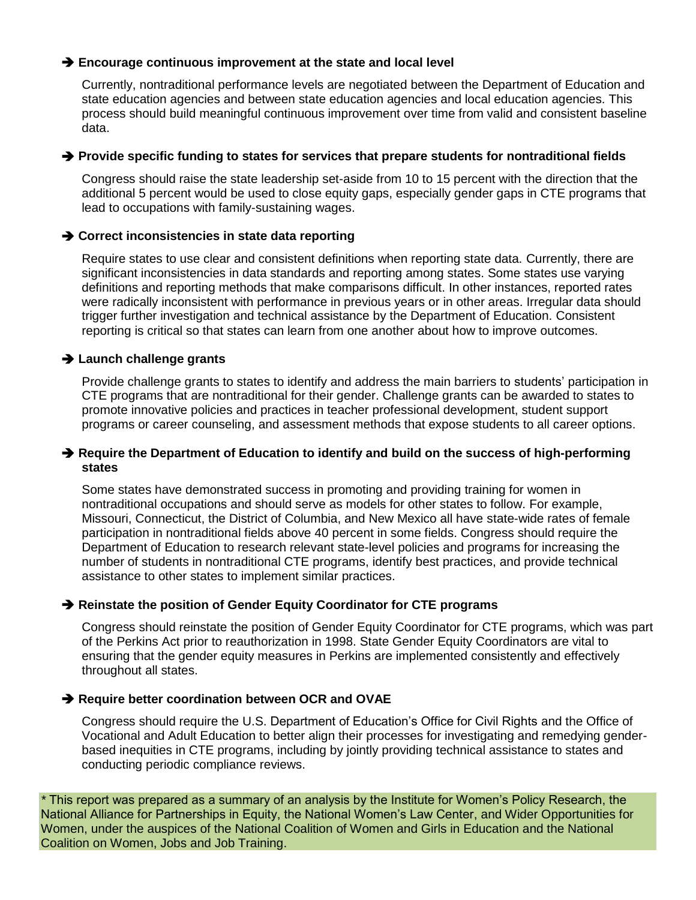**➔ Encourage continuous improvement at the state and local level**

Currently, nontraditional performance levels are negotiated between the Department of Education and state education agencies and between state education agencies and local education agencies. This process should build meaningful continuous improvement over time from valid and consistent baseline data.

**➔ Provide specific funding to states for services that prepare students for nontraditional fields**

Congress should raise the state leadership set-aside from 10 to 15 percent with the direction that the additional 5 percent would be used to close equity gaps, especially gender gaps in CTE programs that lead to occupations with family-sustaining wages.

**➔ Correct inconsistencies in state data reporting**

Require states to use clear and consistent definitions when reporting state data. Currently, there are significant inconsistencies in data standards and reporting among states. Some states use varying definitions and reporting methods that make comparisons difficult. In other instances, reported rates were radically inconsistent with performance in previous years or in other areas. Irregular data should trigger further investigation and technical assistance by the Department of Education. Consistent reporting is critical so that states can learn from one another about how to improve outcomes.

**➔ Launch challenge grants**

Provide challenge grants to states to identify and address the main barriers to students' participation in CTE programs that are nontraditional for their gender. Challenge grants can be awarded to states to promote innovative policies and practices in teacher professional development, student support programs or career counseling, and assessment methods that expose students to all career options.

**➔ Require the Department of Education to identify and build on the success of high-performing states**

Some states have demonstrated success in promoting and providing training for women in nontraditional occupations and should serve as models for other states to follow. For example, Missouri, Connecticut, the District of Columbia, and New Mexico all have state-wide rates of female participation in nontraditional fields above 40 percent in some fields. Congress should require the Department of Education to research relevant state-level policies and programs for increasing the number of students in nontraditional CTE programs, identify best practices, and provide technical assistance to other states to implement similar practices.

**➔ Reinstate the position of Gender Equity Coordinator for CTE programs**

Congress should reinstate the position of Gender Equity Coordinator for CTE programs, which was part of the Perkins Act prior to reauthorization in 1998. State Gender Equity Coordinators are vital to ensuring that the gender equity measures in Perkins are implemented consistently and effectively throughout all states.

**➔ Require better coordination between OCR and OVAE**

Congress should require the U.S. Department of Education's Office for Civil Rights and the Office of Vocational and Adult Education to better align their processes for investigating and remedying gender-based inequities in CTE programs, including by jointly providing technical assistance to states and conducting periodic compliance reviews.

* This report was prepared as a summary of an analysis by the Institute for Women's Policy Research, the National Alliance for Partnerships in Equity, the National Women's Law Center, and Wider Opportunities for Women, under the auspices of the National Coalition of Women and Girls in Education and the National Coalition on Women, Jobs and Job Training.